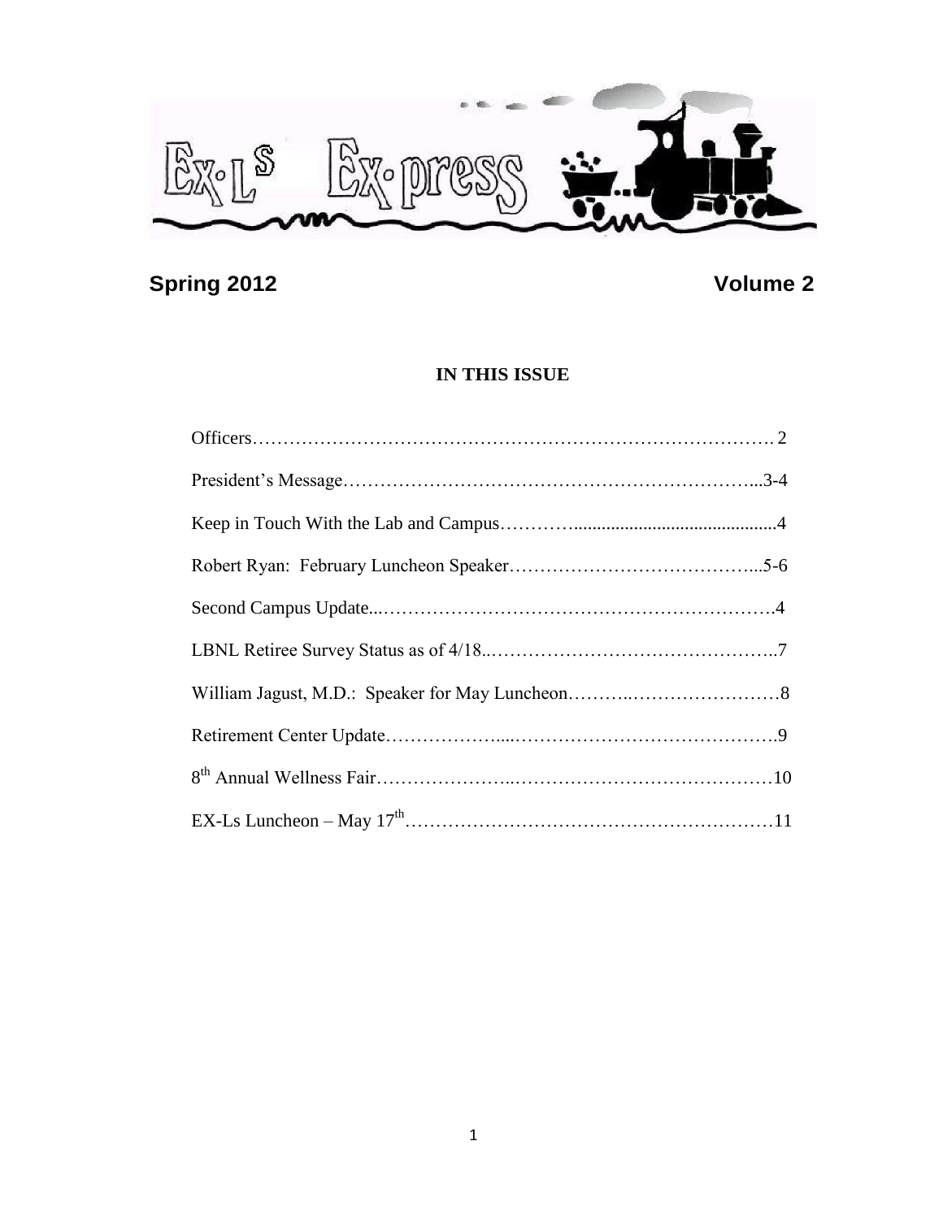# Ex-L's Ex-press

**Spring 2012** **Volume 2**

## IN THIS ISSUE

Officers………………………………………………………………………….. 2

President's Message…………………………………………………………...3-4

Keep in Touch With the Lab and Campus…………............................................4

Robert Ryan: February Luncheon Speaker…………………………………...5-6

Second Campus Update...……………………………………………………….4

LBNL Retiree Survey Status as of 4/18..………………………………………..7

William Jagust, M.D.: Speaker for May Luncheon………..……………………8

Retirement Center Update……………….....……………………………………9

8th Annual Wellness Fair…………………..……………………………………10

EX-Ls Luncheon – May 17th……………………………………………………11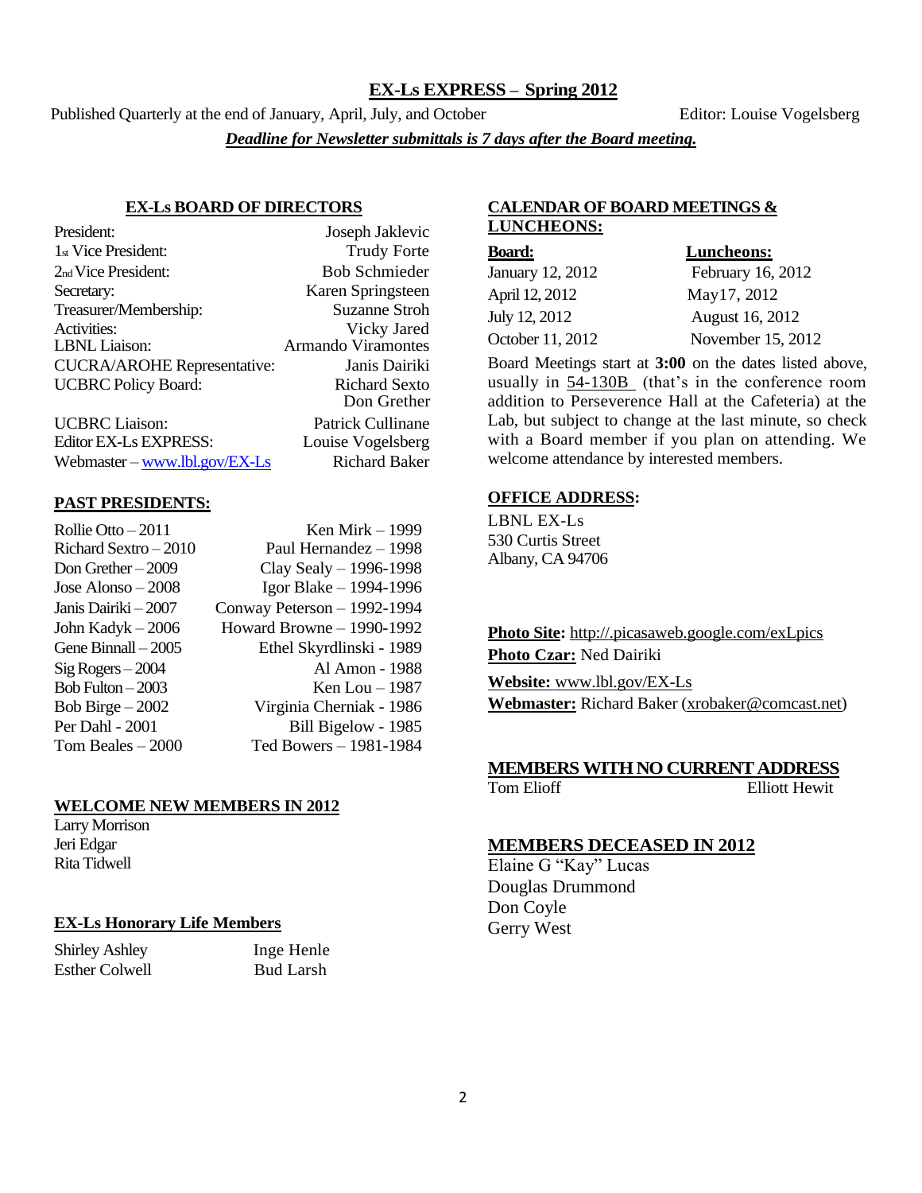# EX-Ls EXPRESS – Spring 2012

Published Quarterly at the end of January, April, July, and October — Editor: Louise Vogelsberg

***Deadline for Newsletter submittals is 7 days after the Board meeting.***

## EX-Ls BOARD OF DIRECTORS

| Position | Name |
|---|---|
| President: | Joseph Jaklevic |
| 1st Vice President: | Trudy Forte |
| 2nd Vice President: | Bob Schmieder |
| Secretary: | Karen Springsteen |
| Treasurer/Membership: | Suzanne Stroh |
| Activities: | Vicky Jared |
| LBNL Liaison: | Armando Viramontes |
| CUCRA/AROHE Representative: | Janis Dairiki |
| UCBRC Policy Board: | Richard Sexto, Don Grether |
| UCBRC Liaison: | Patrick Cullinane |
| Editor EX-Ls EXPRESS: | Louise Vogelsberg |
| Webmaster – www.lbl.gov/EX-Ls | Richard Baker |

## PAST PRESIDENTS:

| | |
|---|---|
| Rollie Otto – 2011 | Ken Mirk – 1999 |
| Richard Sextro – 2010 | Paul Hernandez – 1998 |
| Don Grether – 2009 | Clay Sealy – 1996-1998 |
| Jose Alonso – 2008 | Igor Blake – 1994-1996 |
| Janis Dairiki – 2007 | Conway Peterson – 1992-1994 |
| John Kadyk – 2006 | Howard Browne – 1990-1992 |
| Gene Binnall – 2005 | Ethel Skyrdlinski - 1989 |
| Sig Rogers – 2004 | Al Amon - 1988 |
| Bob Fulton – 2003 | Ken Lou – 1987 |
| Bob Birge – 2002 | Virginia Cherniak - 1986 |
| Per Dahl - 2001 | Bill Bigelow - 1985 |
| Tom Beales – 2000 | Ted Bowers – 1981-1984 |

## WELCOME NEW MEMBERS IN 2012

Larry Morrison
Jeri Edgar
Rita Tidwell

## EX-Ls Honorary Life Members

| | |
|---|---|
| Shirley Ashley | Inge Henle |
| Esther Colwell | Bud Larsh |

## CALENDAR OF BOARD MEETINGS & LUNCHEONS:

| Board: | Luncheons: |
|---|---|
| January 12, 2012 | February 16, 2012 |
| April 12, 2012 | May17, 2012 |
| July 12, 2012 | August 16, 2012 |
| October 11, 2012 | November 15, 2012 |

Board Meetings start at **3:00** on the dates listed above, usually in 54-130B (that's in the conference room addition to Perseverence Hall at the Cafeteria) at the Lab, but subject to change at the last minute, so check with a Board member if you plan on attending. We welcome attendance by interested members.

## OFFICE ADDRESS:

LBNL EX-Ls
530 Curtis Street
Albany, CA 94706

**Photo Site:** http://.picasaweb.google.com/exLpics
**Photo Czar:** Ned Dairiki

**Website:** www.lbl.gov/EX-Ls
**Webmaster:** Richard Baker (xrobaker@comcast.net)

## MEMBERS WITH NO CURRENT ADDRESS

Tom Elioff
Elliott Hewit

## MEMBERS DECEASED IN 2012

Elaine G "Kay" Lucas
Douglas Drummond
Don Coyle
Gerry West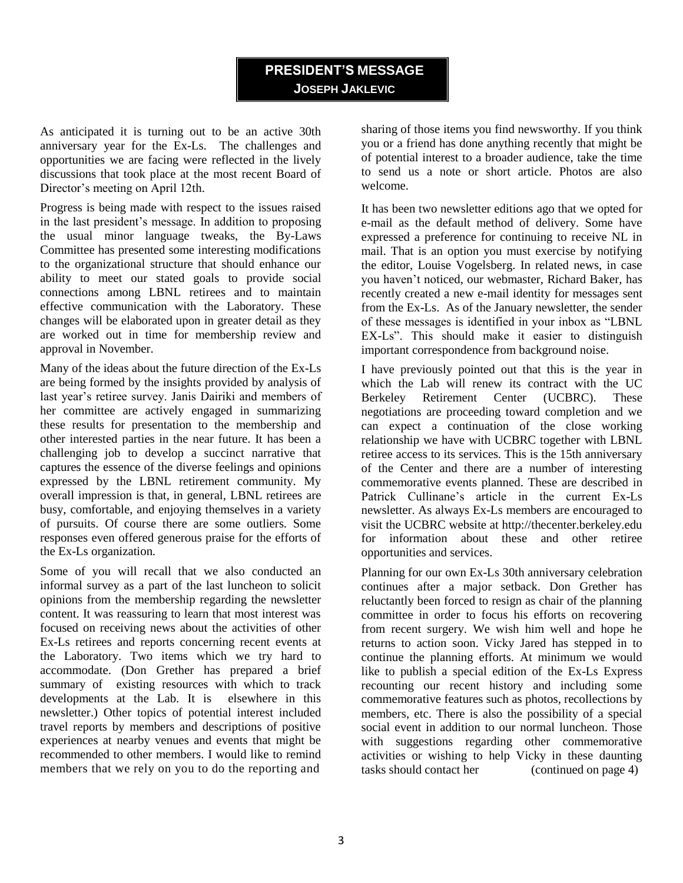# PRESIDENT'S MESSAGE

### JOSEPH JAKLEVIC

As anticipated it is turning out to be an active 30th anniversary year for the Ex-Ls. The challenges and opportunities we are facing were reflected in the lively discussions that took place at the most recent Board of Director's meeting on April 12th.

Progress is being made with respect to the issues raised in the last president's message. In addition to proposing the usual minor language tweaks, the By-Laws Committee has presented some interesting modifications to the organizational structure that should enhance our ability to meet our stated goals to provide social connections among LBNL retirees and to maintain effective communication with the Laboratory. These changes will be elaborated upon in greater detail as they are worked out in time for membership review and approval in November.

Many of the ideas about the future direction of the Ex-Ls are being formed by the insights provided by analysis of last year's retiree survey. Janis Dairiki and members of her committee are actively engaged in summarizing these results for presentation to the membership and other interested parties in the near future. It has been a challenging job to develop a succinct narrative that captures the essence of the diverse feelings and opinions expressed by the LBNL retirement community. My overall impression is that, in general, LBNL retirees are busy, comfortable, and enjoying themselves in a variety of pursuits. Of course there are some outliers. Some responses even offered generous praise for the efforts of the Ex-Ls organization.

Some of you will recall that we also conducted an informal survey as a part of the last luncheon to solicit opinions from the membership regarding the newsletter content. It was reassuring to learn that most interest was focused on receiving news about the activities of other Ex-Ls retirees and reports concerning recent events at the Laboratory. Two items which we try hard to accommodate. (Don Grether has prepared a brief summary of existing resources with which to track developments at the Lab. It is elsewhere in this newsletter.) Other topics of potential interest included travel reports by members and descriptions of positive experiences at nearby venues and events that might be recommended to other members. I would like to remind members that we rely on you to do the reporting and sharing of those items you find newsworthy. If you think you or a friend has done anything recently that might be of potential interest to a broader audience, take the time to send us a note or short article. Photos are also welcome.

It has been two newsletter editions ago that we opted for e-mail as the default method of delivery. Some have expressed a preference for continuing to receive NL in mail. That is an option you must exercise by notifying the editor, Louise Vogelsberg. In related news, in case you haven't noticed, our webmaster, Richard Baker, has recently created a new e-mail identity for messages sent from the Ex-Ls. As of the January newsletter, the sender of these messages is identified in your inbox as "LBNL EX-Ls". This should make it easier to distinguish important correspondence from background noise.

I have previously pointed out that this is the year in which the Lab will renew its contract with the UC Berkeley Retirement Center (UCBRC). These negotiations are proceeding toward completion and we can expect a continuation of the close working relationship we have with UCBRC together with LBNL retiree access to its services. This is the 15th anniversary of the Center and there are a number of interesting commemorative events planned. These are described in Patrick Cullinane's article in the current Ex-Ls newsletter. As always Ex-Ls members are encouraged to visit the UCBRC website at http://thecenter.berkeley.edu for information about these and other retiree opportunities and services.

Planning for our own Ex-Ls 30th anniversary celebration continues after a major setback. Don Grether has reluctantly been forced to resign as chair of the planning committee in order to focus his efforts on recovering from recent surgery. We wish him well and hope he returns to action soon. Vicky Jared has stepped in to continue the planning efforts. At minimum we would like to publish a special edition of the Ex-Ls Express recounting our recent history and including some commemorative features such as photos, recollections by members, etc. There is also the possibility of a special social event in addition to our normal luncheon. Those with suggestions regarding other commemorative activities or wishing to help Vicky in these daunting tasks should contact her (continued on page 4)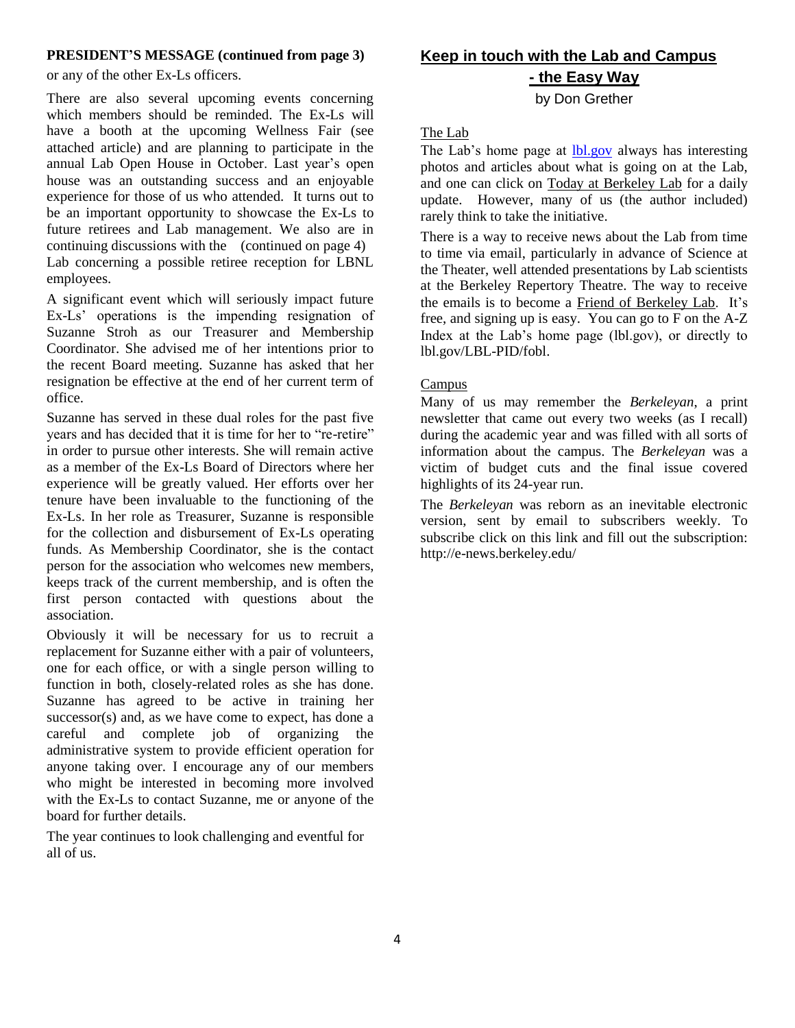**PRESIDENT'S MESSAGE (continued from page 3)**

or any of the other Ex-Ls officers.

There are also several upcoming events concerning which members should be reminded. The Ex-Ls will have a booth at the upcoming Wellness Fair (see attached article) and are planning to participate in the annual Lab Open House in October. Last year's open house was an outstanding success and an enjoyable experience for those of us who attended. It turns out to be an important opportunity to showcase the Ex-Ls to future retirees and Lab management. We also are in continuing discussions with the (continued on page 4) Lab concerning a possible retiree reception for LBNL employees.

A significant event which will seriously impact future Ex-Ls' operations is the impending resignation of Suzanne Stroh as our Treasurer and Membership Coordinator. She advised me of her intentions prior to the recent Board meeting. Suzanne has asked that her resignation be effective at the end of her current term of office.

Suzanne has served in these dual roles for the past five years and has decided that it is time for her to "re-retire" in order to pursue other interests. She will remain active as a member of the Ex-Ls Board of Directors where her experience will be greatly valued. Her efforts over her tenure have been invaluable to the functioning of the Ex-Ls. In her role as Treasurer, Suzanne is responsible for the collection and disbursement of Ex-Ls operating funds. As Membership Coordinator, she is the contact person for the association who welcomes new members, keeps track of the current membership, and is often the first person contacted with questions about the association.

Obviously it will be necessary for us to recruit a replacement for Suzanne either with a pair of volunteers, one for each office, or with a single person willing to function in both, closely-related roles as she has done. Suzanne has agreed to be active in training her successor(s) and, as we have come to expect, has done a careful and complete job of organizing the administrative system to provide efficient operation for anyone taking over. I encourage any of our members who might be interested in becoming more involved with the Ex-Ls to contact Suzanne, me or anyone of the board for further details.

The year continues to look challenging and eventful for all of us.

## Keep in touch with the Lab and Campus - the Easy Way

by Don Grether

### The Lab

The Lab's home page at lbl.gov always has interesting photos and articles about what is going on at the Lab, and one can click on Today at Berkeley Lab for a daily update. However, many of us (the author included) rarely think to take the initiative.

There is a way to receive news about the Lab from time to time via email, particularly in advance of Science at the Theater, well attended presentations by Lab scientists at the Berkeley Repertory Theatre. The way to receive the emails is to become a Friend of Berkeley Lab. It's free, and signing up is easy. You can go to F on the A-Z Index at the Lab's home page (lbl.gov), or directly to lbl.gov/LBL-PID/fobl.

### Campus

Many of us may remember the *Berkeleyan*, a print newsletter that came out every two weeks (as I recall) during the academic year and was filled with all sorts of information about the campus. The *Berkeleyan* was a victim of budget cuts and the final issue covered highlights of its 24-year run.

The *Berkeleyan* was reborn as an inevitable electronic version, sent by email to subscribers weekly. To subscribe click on this link and fill out the subscription: http://e-news.berkeley.edu/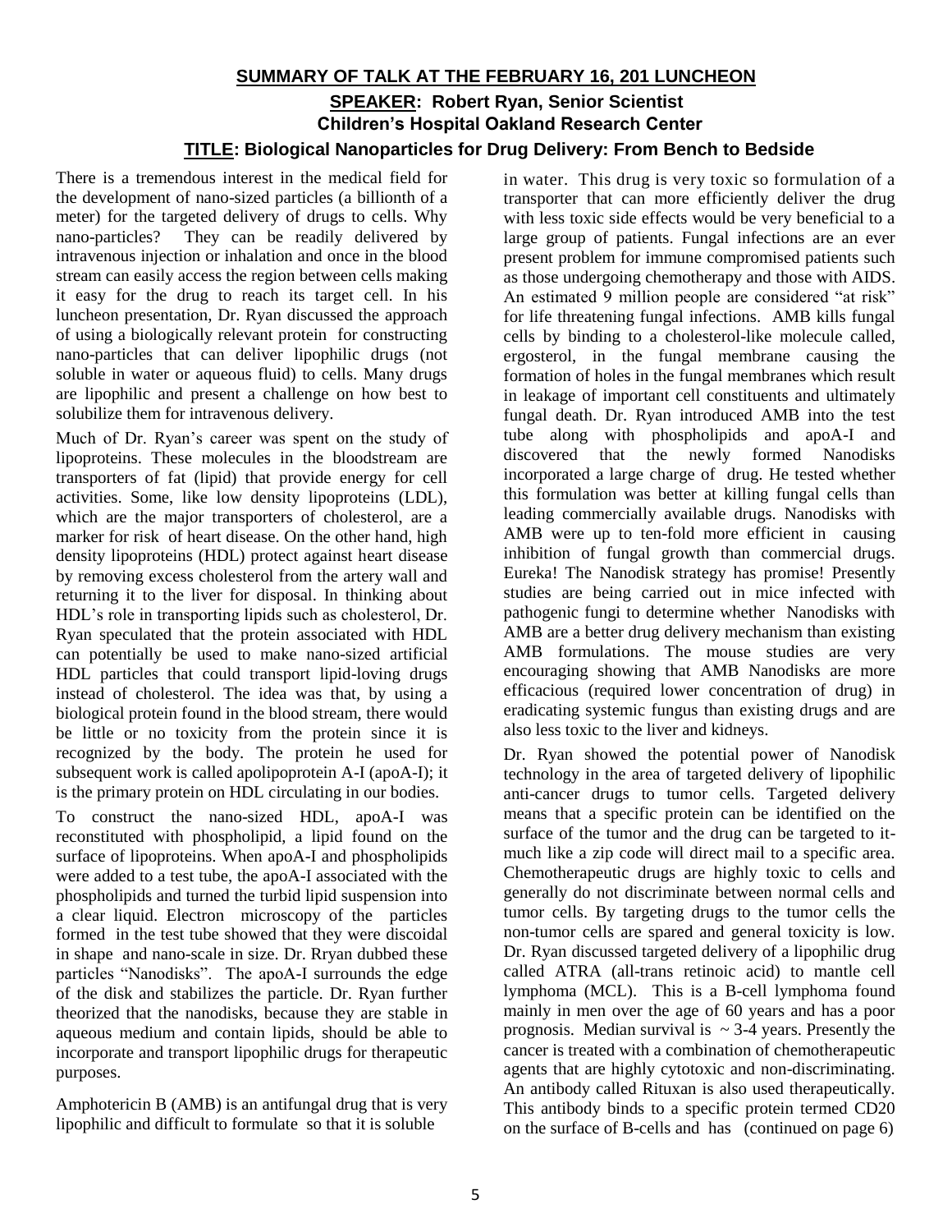## SUMMARY OF TALK AT THE FEBRUARY 16, 201 LUNCHEON

### SPEAKER: Robert Ryan, Senior Scientist
### Children's Hospital Oakland Research Center

### TITLE: Biological Nanoparticles for Drug Delivery: From Bench to Bedside

There is a tremendous interest in the medical field for the development of nano-sized particles (a billionth of a meter) for the targeted delivery of drugs to cells. Why nano-particles? They can be readily delivered by intravenous injection or inhalation and once in the blood stream can easily access the region between cells making it easy for the drug to reach its target cell. In his luncheon presentation, Dr. Ryan discussed the approach of using a biologically relevant protein for constructing nano-particles that can deliver lipophilic drugs (not soluble in water or aqueous fluid) to cells. Many drugs are lipophilic and present a challenge on how best to solubilize them for intravenous delivery.

Much of Dr. Ryan's career was spent on the study of lipoproteins. These molecules in the bloodstream are transporters of fat (lipid) that provide energy for cell activities. Some, like low density lipoproteins (LDL), which are the major transporters of cholesterol, are a marker for risk of heart disease. On the other hand, high density lipoproteins (HDL) protect against heart disease by removing excess cholesterol from the artery wall and returning it to the liver for disposal. In thinking about HDL's role in transporting lipids such as cholesterol, Dr. Ryan speculated that the protein associated with HDL can potentially be used to make nano-sized artificial HDL particles that could transport lipid-loving drugs instead of cholesterol. The idea was that, by using a biological protein found in the blood stream, there would be little or no toxicity from the protein since it is recognized by the body. The protein he used for subsequent work is called apolipoprotein A-I (apoA-I); it is the primary protein on HDL circulating in our bodies.

To construct the nano-sized HDL, apoA-I was reconstituted with phospholipid, a lipid found on the surface of lipoproteins. When apoA-I and phospholipids were added to a test tube, the apoA-I associated with the phospholipids and turned the turbid lipid suspension into a clear liquid. Electron microscopy of the particles formed in the test tube showed that they were discoidal in shape and nano-scale in size. Dr. Rryan dubbed these particles "Nanodisks". The apoA-I surrounds the edge of the disk and stabilizes the particle. Dr. Ryan further theorized that the nanodisks, because they are stable in aqueous medium and contain lipids, should be able to incorporate and transport lipophilic drugs for therapeutic purposes.

Amphotericin B (AMB) is an antifungal drug that is very lipophilic and difficult to formulate so that it is soluble in water. This drug is very toxic so formulation of a transporter that can more efficiently deliver the drug with less toxic side effects would be very beneficial to a large group of patients. Fungal infections are an ever present problem for immune compromised patients such as those undergoing chemotherapy and those with AIDS. An estimated 9 million people are considered "at risk" for life threatening fungal infections. AMB kills fungal cells by binding to a cholesterol-like molecule called, ergosterol, in the fungal membrane causing the formation of holes in the fungal membranes which result in leakage of important cell constituents and ultimately fungal death. Dr. Ryan introduced AMB into the test tube along with phospholipids and apoA-I and discovered that the newly formed Nanodisks incorporated a large charge of drug. He tested whether this formulation was better at killing fungal cells than leading commercially available drugs. Nanodisks with AMB were up to ten-fold more efficient in causing inhibition of fungal growth than commercial drugs. Eureka! The Nanodisk strategy has promise! Presently studies are being carried out in mice infected with pathogenic fungi to determine whether Nanodisks with AMB are a better drug delivery mechanism than existing AMB formulations. The mouse studies are very encouraging showing that AMB Nanodisks are more efficacious (required lower concentration of drug) in eradicating systemic fungus than existing drugs and are also less toxic to the liver and kidneys.

Dr. Ryan showed the potential power of Nanodisk technology in the area of targeted delivery of lipophilic anti-cancer drugs to tumor cells. Targeted delivery means that a specific protein can be identified on the surface of the tumor and the drug can be targeted to it-much like a zip code will direct mail to a specific area. Chemotherapeutic drugs are highly toxic to cells and generally do not discriminate between normal cells and tumor cells. By targeting drugs to the tumor cells the non-tumor cells are spared and general toxicity is low. Dr. Ryan discussed targeted delivery of a lipophilic drug called ATRA (all-trans retinoic acid) to mantle cell lymphoma (MCL). This is a B-cell lymphoma found mainly in men over the age of 60 years and has a poor prognosis. Median survival is ~ 3-4 years. Presently the cancer is treated with a combination of chemotherapeutic agents that are highly cytotoxic and non-discriminating. An antibody called Rituxan is also used therapeutically. This antibody binds to a specific protein termed CD20 on the surface of B-cells and has (continued on page 6)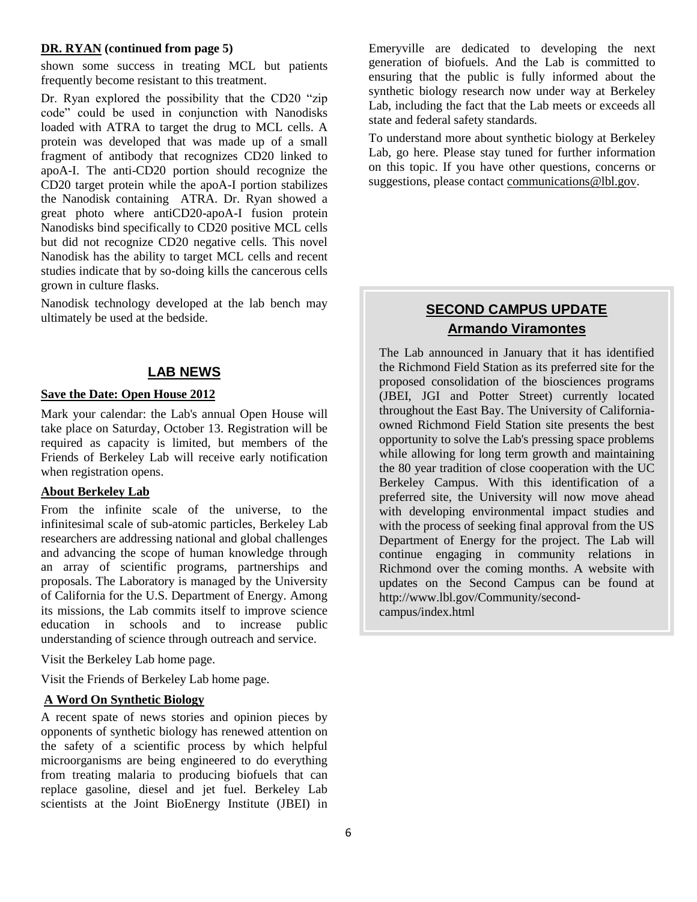**DR. RYAN (continued from page 5)**

shown some success in treating MCL but patients frequently become resistant to this treatment.

Dr. Ryan explored the possibility that the CD20 "zip code" could be used in conjunction with Nanodisks loaded with ATRA to target the drug to MCL cells. A protein was developed that was made up of a small fragment of antibody that recognizes CD20 linked to apoA-I. The anti-CD20 portion should recognize the CD20 target protein while the apoA-I portion stabilizes the Nanodisk containing ATRA. Dr. Ryan showed a great photo where antiCD20-apoA-I fusion protein Nanodisks bind specifically to CD20 positive MCL cells but did not recognize CD20 negative cells. This novel Nanodisk has the ability to target MCL cells and recent studies indicate that by so-doing kills the cancerous cells grown in culture flasks.

Nanodisk technology developed at the lab bench may ultimately be used at the bedside.

## LAB NEWS

**Save the Date: Open House 2012**

Mark your calendar: the Lab's annual Open House will take place on Saturday, October 13. Registration will be required as capacity is limited, but members of the Friends of Berkeley Lab will receive early notification when registration opens.

**About Berkeley Lab**

From the infinite scale of the universe, to the infinitesimal scale of sub-atomic particles, Berkeley Lab researchers are addressing national and global challenges and advancing the scope of human knowledge through an array of scientific programs, partnerships and proposals. The Laboratory is managed by the University of California for the U.S. Department of Energy. Among its missions, the Lab commits itself to improve science education in schools and to increase public understanding of science through outreach and service.

Visit the Berkeley Lab home page.

Visit the Friends of Berkeley Lab home page.

**A Word On Synthetic Biology**

A recent spate of news stories and opinion pieces by opponents of synthetic biology has renewed attention on the safety of a scientific process by which helpful microorganisms are being engineered to do everything from treating malaria to producing biofuels that can replace gasoline, diesel and jet fuel. Berkeley Lab scientists at the Joint BioEnergy Institute (JBEI) in Emeryville are dedicated to developing the next generation of biofuels. And the Lab is committed to ensuring that the public is fully informed about the synthetic biology research now under way at Berkeley Lab, including the fact that the Lab meets or exceeds all state and federal safety standards.

To understand more about synthetic biology at Berkeley Lab, go here. Please stay tuned for further information on this topic. If you have other questions, concerns or suggestions, please contact communications@lbl.gov.

## SECOND CAMPUS UPDATE

### Armando Viramontes

The Lab announced in January that it has identified the Richmond Field Station as its preferred site for the proposed consolidation of the biosciences programs (JBEI, JGI and Potter Street) currently located throughout the East Bay. The University of California-owned Richmond Field Station site presents the best opportunity to solve the Lab's pressing space problems while allowing for long term growth and maintaining the 80 year tradition of close cooperation with the UC Berkeley Campus. With this identification of a preferred site, the University will now move ahead with developing environmental impact studies and with the process of seeking final approval from the US Department of Energy for the project. The Lab will continue engaging in community relations in Richmond over the coming months. A website with updates on the Second Campus can be found at http://www.lbl.gov/Community/second-campus/index.html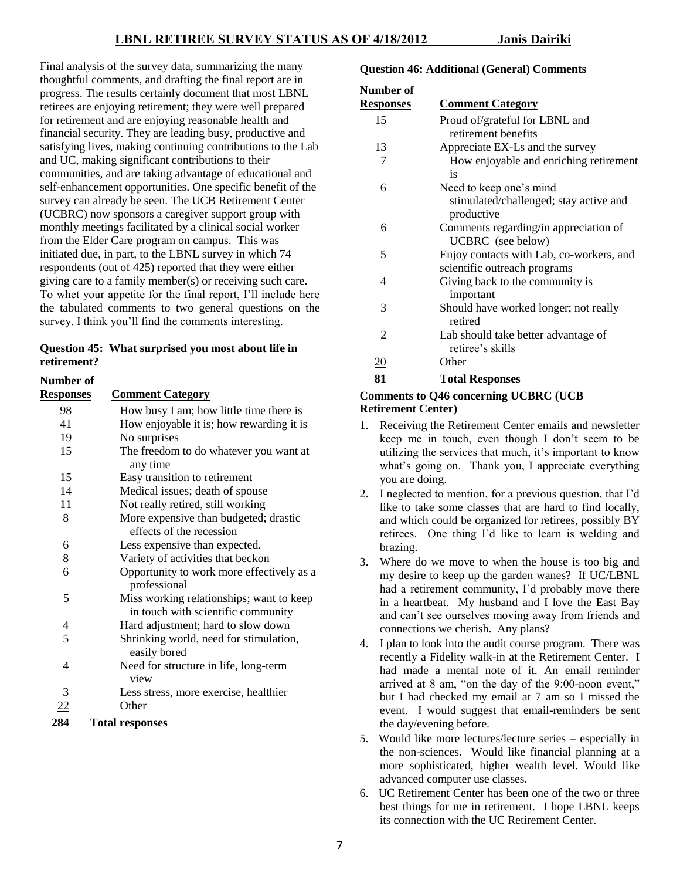Final analysis of the survey data, summarizing the many thoughtful comments, and drafting the final report are in progress. The results certainly document that most LBNL retirees are enjoying retirement; they were well prepared for retirement and are enjoying reasonable health and financial security. They are leading busy, productive and satisfying lives, making continuing contributions to the Lab and UC, making significant contributions to their communities, and are taking advantage of educational and self-enhancement opportunities. One specific benefit of the survey can already be seen. The UCB Retirement Center (UCBRC) now sponsors a caregiver support group with monthly meetings facilitated by a clinical social worker from the Elder Care program on campus. This was initiated due, in part, to the LBNL survey in which 74 respondents (out of 425) reported that they were either giving care to a family member(s) or receiving such care. To whet your appetite for the final report, I'll include here the tabulated comments to two general questions on the survey. I think you'll find the comments interesting.

**Question 45: What surprised you most about life in retirement?**

| Number of Responses | Comment Category |
|---|---|
| 98 | How busy I am; how little time there is |
| 41 | How enjoyable it is; how rewarding it is |
| 19 | No surprises |
| 15 | The freedom to do whatever you want at any time |
| 15 | Easy transition to retirement |
| 14 | Medical issues; death of spouse |
| 11 | Not really retired, still working |
| 8 | More expensive than budgeted; drastic effects of the recession |
| 6 | Less expensive than expected. |
| 8 | Variety of activities that beckon |
| 6 | Opportunity to work more effectively as a professional |
| 5 | Miss working relationships; want to keep in touch with scientific community |
| 4 | Hard adjustment; hard to slow down |
| 5 | Shrinking world, need for stimulation, easily bored |
| 4 | Need for structure in life, long-term view |
| 3 | Less stress, more exercise, healthier |
| 22 | Other |
| **284** | **Total responses** |

**Question 46: Additional (General) Comments**

| Number of Responses | Comment Category |
|---|---|
| 15 | Proud of/grateful for LBNL and retirement benefits |
| 13 | Appreciate EX-Ls and the survey |
| 7 | How enjoyable and enriching retirement is |
| 6 | Need to keep one's mind stimulated/challenged; stay active and productive |
| 6 | Comments regarding/in appreciation of UCBRC (see below) |
| 5 | Enjoy contacts with Lab, co-workers, and scientific outreach programs |
| 4 | Giving back to the community is important |
| 3 | Should have worked longer; not really retired |
| 2 | Lab should take better advantage of retiree's skills |
| 20 | Other |
| **81** | **Total Responses** |

**Comments to Q46 concerning UCBRC (UCB Retirement Center)**

1. Receiving the Retirement Center emails and newsletter keep me in touch, even though I don't seem to be utilizing the services that much, it's important to know what's going on. Thank you, I appreciate everything you are doing.
2. I neglected to mention, for a previous question, that I'd like to take some classes that are hard to find locally, and which could be organized for retirees, possibly BY retirees. One thing I'd like to learn is welding and brazing.
3. Where do we move to when the house is too big and my desire to keep up the garden wanes? If UC/LBNL had a retirement community, I'd probably move there in a heartbeat. My husband and I love the East Bay and can't see ourselves moving away from friends and connections we cherish. Any plans?
4. I plan to look into the audit course program. There was recently a Fidelity walk-in at the Retirement Center. I had made a mental note of it. An email reminder arrived at 8 am, "on the day of the 9:00-noon event," but I had checked my email at 7 am so I missed the event. I would suggest that email-reminders be sent the day/evening before.
5. Would like more lectures/lecture series – especially in the non-sciences. Would like financial planning at a more sophisticated, higher wealth level. Would like advanced computer use classes.
6. UC Retirement Center has been one of the two or three best things for me in retirement. I hope LBNL keeps its connection with the UC Retirement Center.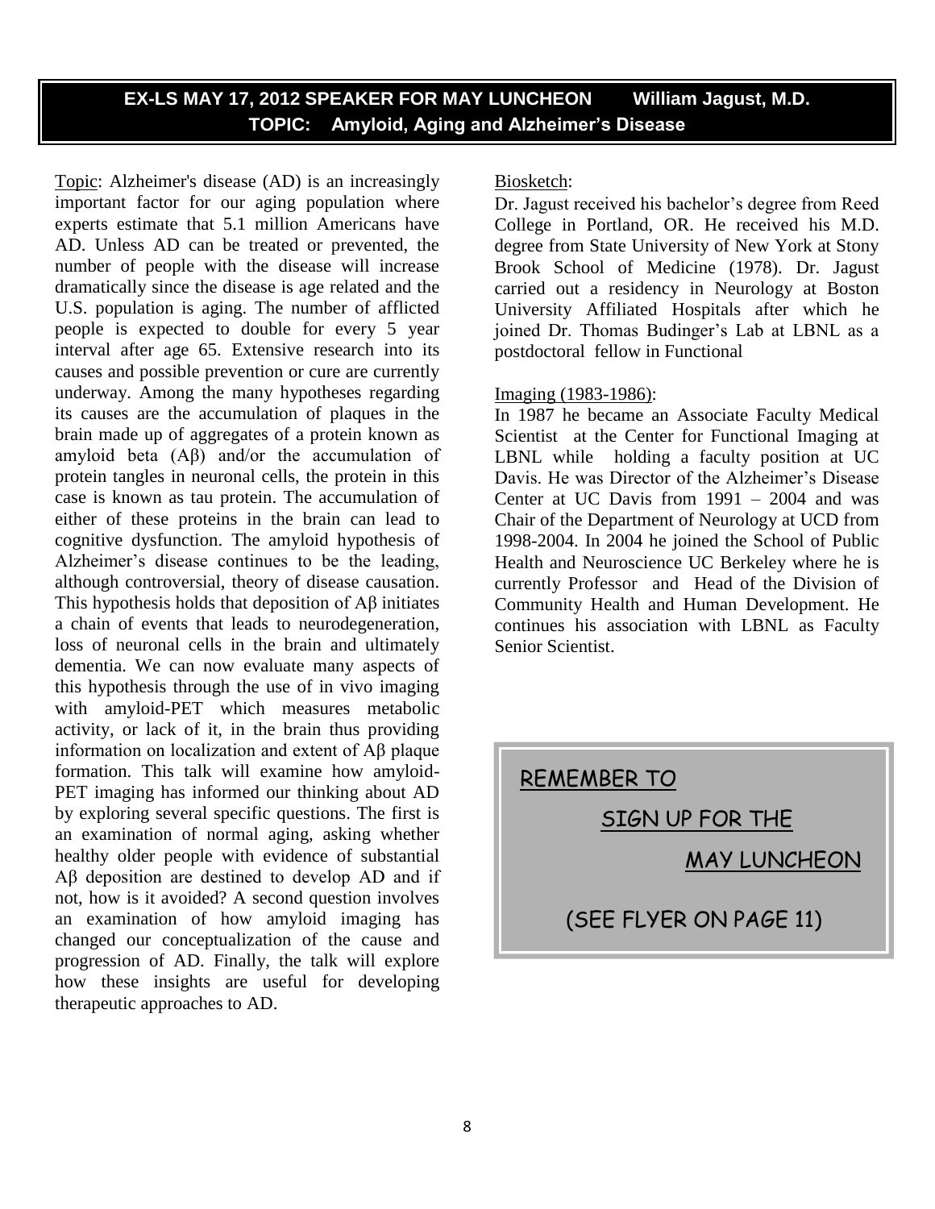## EX-LS MAY 17, 2012 SPEAKER FOR MAY LUNCHEON William Jagust, M.D.

## TOPIC: Amyloid, Aging and Alzheimer's Disease

Topic: Alzheimer's disease (AD) is an increasingly important factor for our aging population where experts estimate that 5.1 million Americans have AD. Unless AD can be treated or prevented, the number of people with the disease will increase dramatically since the disease is age related and the U.S. population is aging. The number of afflicted people is expected to double for every 5 year interval after age 65. Extensive research into its causes and possible prevention or cure are currently underway. Among the many hypotheses regarding its causes are the accumulation of plaques in the brain made up of aggregates of a protein known as amyloid beta (Aβ) and/or the accumulation of protein tangles in neuronal cells, the protein in this case is known as tau protein. The accumulation of either of these proteins in the brain can lead to cognitive dysfunction. The amyloid hypothesis of Alzheimer's disease continues to be the leading, although controversial, theory of disease causation. This hypothesis holds that deposition of Aβ initiates a chain of events that leads to neurodegeneration, loss of neuronal cells in the brain and ultimately dementia. We can now evaluate many aspects of this hypothesis through the use of in vivo imaging with amyloid-PET which measures metabolic activity, or lack of it, in the brain thus providing information on localization and extent of Aβ plaque formation. This talk will examine how amyloid-PET imaging has informed our thinking about AD by exploring several specific questions. The first is an examination of normal aging, asking whether healthy older people with evidence of substantial Aβ deposition are destined to develop AD and if not, how is it avoided? A second question involves an examination of how amyloid imaging has changed our conceptualization of the cause and progression of AD. Finally, the talk will explore how these insights are useful for developing therapeutic approaches to AD.

Biosketch:

Dr. Jagust received his bachelor's degree from Reed College in Portland, OR. He received his M.D. degree from State University of New York at Stony Brook School of Medicine (1978). Dr. Jagust carried out a residency in Neurology at Boston University Affiliated Hospitals after which he joined Dr. Thomas Budinger's Lab at LBNL as a postdoctoral fellow in Functional

Imaging (1983-1986):

In 1987 he became an Associate Faculty Medical Scientist at the Center for Functional Imaging at LBNL while holding a faculty position at UC Davis. He was Director of the Alzheimer's Disease Center at UC Davis from 1991 – 2004 and was Chair of the Department of Neurology at UCD from 1998-2004. In 2004 he joined the School of Public Health and Neuroscience UC Berkeley where he is currently Professor and Head of the Division of Community Health and Human Development. He continues his association with LBNL as Faculty Senior Scientist.

REMEMBER TO

SIGN UP FOR THE

MAY LUNCHEON

(SEE FLYER ON PAGE 11)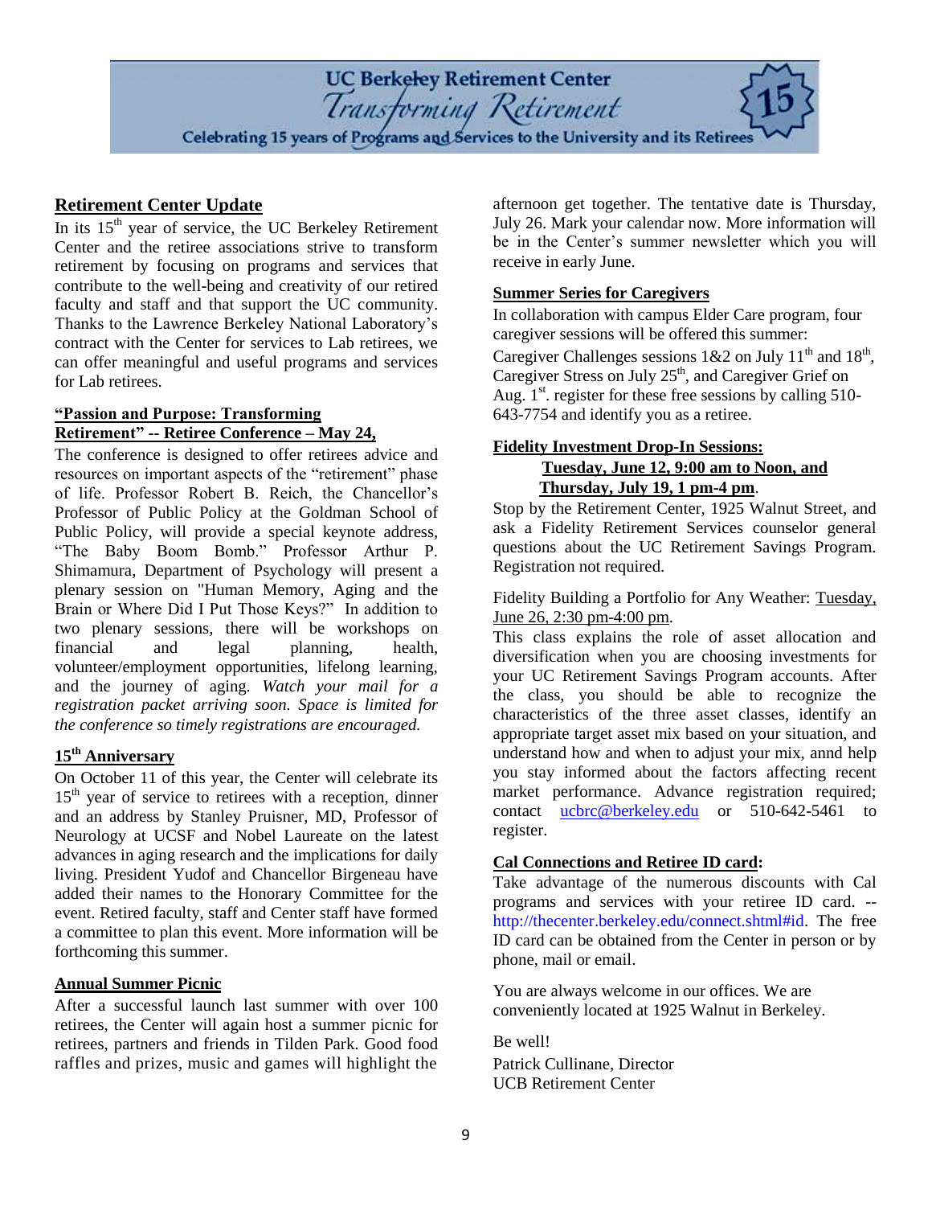# UC Berkeley Retirement Center

*Transforming Retirement*

Celebrating 15 years of Programs and Services to the University and its Retirees

## Retirement Center Update

In its 15th year of service, the UC Berkeley Retirement Center and the retiree associations strive to transform retirement by focusing on programs and services that contribute to the well-being and creativity of our retired faculty and staff and that support the UC community. Thanks to the Lawrence Berkeley National Laboratory's contract with the Center for services to Lab retirees, we can offer meaningful and useful programs and services for Lab retirees.

### "Passion and Purpose: Transforming Retirement" -- Retiree Conference – May 24,

The conference is designed to offer retirees advice and resources on important aspects of the "retirement" phase of life. Professor Robert B. Reich, the Chancellor's Professor of Public Policy at the Goldman School of Public Policy, will provide a special keynote address, "The Baby Boom Bomb." Professor Arthur P. Shimamura, Department of Psychology will present a plenary session on "Human Memory, Aging and the Brain or Where Did I Put Those Keys?" In addition to two plenary sessions, there will be workshops on financial and legal planning, health, volunteer/employment opportunities, lifelong learning, and the journey of aging. *Watch your mail for a registration packet arriving soon. Space is limited for the conference so timely registrations are encouraged.*

### 15th Anniversary

On October 11 of this year, the Center will celebrate its 15th year of service to retirees with a reception, dinner and an address by Stanley Pruisner, MD, Professor of Neurology at UCSF and Nobel Laureate on the latest advances in aging research and the implications for daily living. President Yudof and Chancellor Birgeneau have added their names to the Honorary Committee for the event. Retired faculty, staff and Center staff have formed a committee to plan this event. More information will be forthcoming this summer.

### Annual Summer Picnic

After a successful launch last summer with over 100 retirees, the Center will again host a summer picnic for retirees, partners and friends in Tilden Park. Good food raffles and prizes, music and games will highlight the afternoon get together. The tentative date is Thursday, July 26. Mark your calendar now. More information will be in the Center's summer newsletter which you will receive in early June.

### Summer Series for Caregivers

In collaboration with campus Elder Care program, four caregiver sessions will be offered this summer: Caregiver Challenges sessions 1&2 on July 11th and 18th, Caregiver Stress on July 25th, and Caregiver Grief on Aug. 1st. register for these free sessions by calling 510-643-7754 and identify you as a retiree.

### Fidelity Investment Drop-In Sessions:

**Tuesday, June 12, 9:00 am to Noon, and Thursday, July 19, 1 pm-4 pm.**

Stop by the Retirement Center, 1925 Walnut Street, and ask a Fidelity Retirement Services counselor general questions about the UC Retirement Savings Program. Registration not required.

Fidelity Building a Portfolio for Any Weather: Tuesday, June 26, 2:30 pm-4:00 pm.

This class explains the role of asset allocation and diversification when you are choosing investments for your UC Retirement Savings Program accounts. After the class, you should be able to recognize the characteristics of the three asset classes, identify an appropriate target asset mix based on your situation, and understand how and when to adjust your mix, annd help you stay informed about the factors affecting recent market performance. Advance registration required; contact ucbrc@berkeley.edu or 510-642-5461 to register.

### Cal Connections and Retiree ID card:

Take advantage of the numerous discounts with Cal programs and services with your retiree ID card. -- http://thecenter.berkeley.edu/connect.shtml#id. The free ID card can be obtained from the Center in person or by phone, mail or email.

You are always welcome in our offices. We are conveniently located at 1925 Walnut in Berkeley.

Be well!

Patrick Cullinane, Director
UCB Retirement Center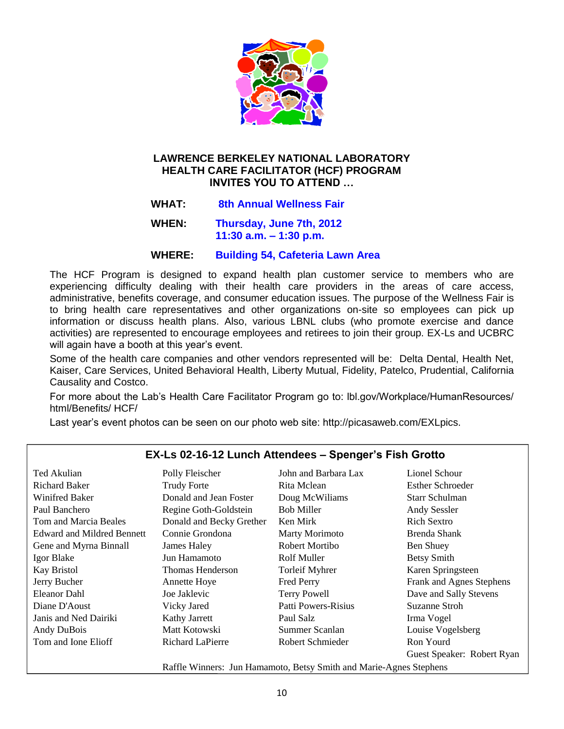**LAWRENCE BERKELEY NATIONAL LABORATORY**
**HEALTH CARE FACILITATOR (HCF) PROGRAM**
**INVITES YOU TO ATTEND …**

**WHAT:** **8th Annual Wellness Fair**

**WHEN:** **Thursday, June 7th, 2012**
**11:30 a.m. – 1:30 p.m.**

**WHERE:** **Building 54, Cafeteria Lawn Area**

The HCF Program is designed to expand health plan customer service to members who are experiencing difficulty dealing with their health care providers in the areas of care access, administrative, benefits coverage, and consumer education issues. The purpose of the Wellness Fair is to bring health care representatives and other organizations on-site so employees can pick up information or discuss health plans. Also, various LBNL clubs (who promote exercise and dance activities) are represented to encourage employees and retirees to join their group. EX-Ls and UCBRC will again have a booth at this year's event.

Some of the health care companies and other vendors represented will be: Delta Dental, Health Net, Kaiser, Care Services, United Behavioral Health, Liberty Mutual, Fidelity, Patelco, Prudential, California Causality and Costco.

For more about the Lab's Health Care Facilitator Program go to: lbl.gov/Workplace/HumanResources/html/Benefits/ HCF/

Last year's event photos can be seen on our photo web site: http://picasaweb.com/EXLpics.

## EX-Ls 02-16-12 Lunch Attendees – Spenger's Fish Grotto

| | | | |
|---|---|---|---|
| Ted Akulian | Polly Fleischer | John and Barbara Lax | Lionel Schour |
| Richard Baker | Trudy Forte | Rita Mclean | Esther Schroeder |
| Winifred Baker | Donald and Jean Foster | Doug McWiliams | Starr Schulman |
| Paul Banchero | Regine Goth-Goldstein | Bob Miller | Andy Sessler |
| Tom and Marcia Beales | Donald and Becky Grether | Ken Mirk | Rich Sextro |
| Edward and Mildred Bennett | Connie Grondona | Marty Morimoto | Brenda Shank |
| Gene and Myrna Binnall | James Haley | Robert Mortibo | Ben Shuey |
| Igor Blake | Jun Hamamoto | Rolf Muller | Betsy Smith |
| Kay Bristol | Thomas Henderson | Torleif Myhrer | Karen Springsteen |
| Jerry Bucher | Annette Hoye | Fred Perry | Frank and Agnes Stephens |
| Eleanor Dahl | Joe Jaklevic | Terry Powell | Dave and Sally Stevens |
| Diane D'Aoust | Vicky Jared | Patti Powers-Risius | Suzanne Stroh |
| Janis and Ned Dairiki | Kathy Jarrett | Paul Salz | Irma Vogel |
| Andy DuBois | Matt Kotowski | Summer Scanlan | Louise Vogelsberg |
| Tom and Ione Elioff | Richard LaPierre | Robert Schmieder | Ron Yourd |
| | | | Guest Speaker: Robert Ryan |

Raffle Winners: Jun Hamamoto, Betsy Smith and Marie-Agnes Stephens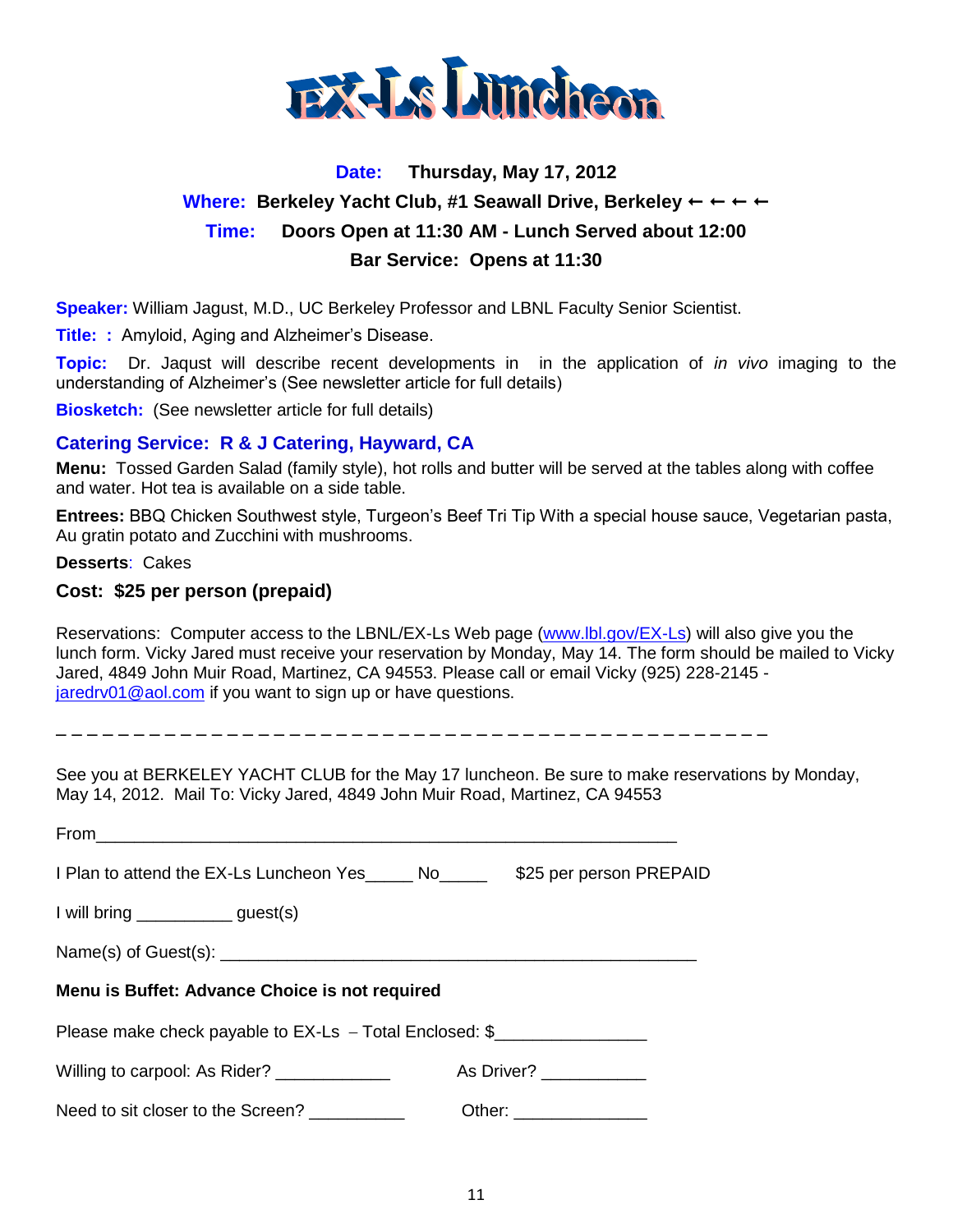# EX-Ls Luncheon

**Date: Thursday, May 17, 2012**

**Where: Berkeley Yacht Club, #1 Seawall Drive, Berkeley ← ← ← ←**

**Time: Doors Open at 11:30 AM - Lunch Served about 12:00**

**Bar Service: Opens at 11:30**

**Speaker:** William Jagust, M.D., UC Berkeley Professor and LBNL Faculty Senior Scientist.

**Title: :** Amyloid, Aging and Alzheimer's Disease.

**Topic:** Dr. Jaqust will describe recent developments in in the application of *in vivo* imaging to the understanding of Alzheimer's (See newsletter article for full details)

**Biosketch:** (See newsletter article for full details)

### Catering Service: R & J Catering, Hayward, CA

**Menu:** Tossed Garden Salad (family style), hot rolls and butter will be served at the tables along with coffee and water. Hot tea is available on a side table.

**Entrees:** BBQ Chicken Southwest style, Turgeon's Beef Tri Tip With a special house sauce, Vegetarian pasta, Au gratin potato and Zucchini with mushrooms.

**Desserts**: Cakes

**Cost: $25 per person (prepaid)**

Reservations: Computer access to the LBNL/EX-Ls Web page (www.lbl.gov/EX-Ls) will also give you the lunch form. Vicky Jared must receive your reservation by Monday, May 14. The form should be mailed to Vicky Jared, 4849 John Muir Road, Martinez, CA 94553. Please call or email Vicky (925) 228-2145 - jaredrv01@aol.com if you want to sign up or have questions.

_ _ _ _ _ _ _ _ _ _ _ _ _ _ _ _ _ _ _ _ _ _ _ _ _ _ _ _ _ _ _ _ _ _ _ _ _ _ _ _ _ _ _ _ _ _ _ _ _

See you at BERKELEY YACHT CLUB for the May 17 luncheon. Be sure to make reservations by Monday, May 14, 2012. Mail To: Vicky Jared, 4849 John Muir Road, Martinez, CA 94553

From______________________________________________________________

I Plan to attend the EX-Ls Luncheon Yes_____ No_____ $25 per person PREPAID

I will bring __________ guest(s)

Name(s) of Guest(s): ____________________________________________________

**Menu is Buffet: Advance Choice is not required**

Please make check payable to EX-Ls – Total Enclosed: $_______________

Willing to carpool: As Rider? ____________ As Driver? ___________

Need to sit closer to the Screen? __________ Other: ______________